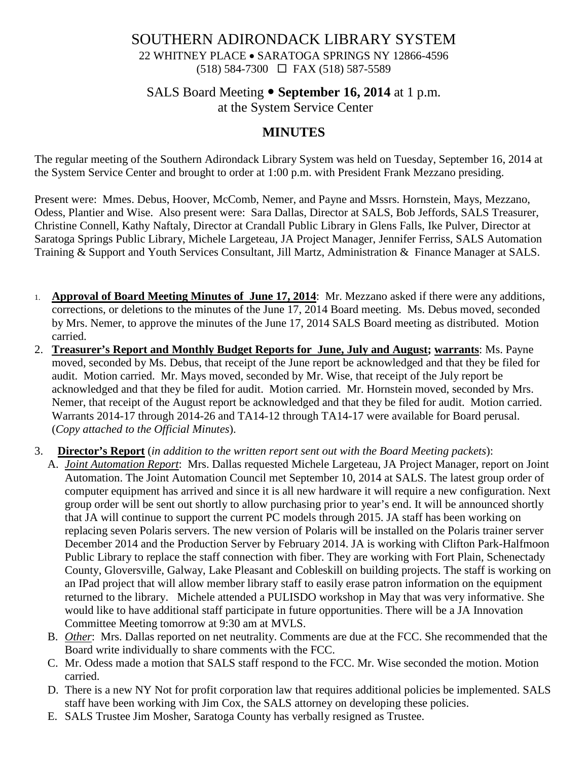# SOUTHERN ADIRONDACK LIBRARY SYSTEM

22 WHITNEY PLACE • SARATOGA SPRINGS NY 12866-4596
(518) 584-7300 ☐ FAX (518) 587-5589

## SALS Board Meeting • **September 16, 2014** at 1 p.m.
at the System Service Center

## MINUTES

The regular meeting of the Southern Adirondack Library System was held on Tuesday, September 16, 2014 at the System Service Center and brought to order at 1:00 p.m. with President Frank Mezzano presiding.

Present were: Mmes. Debus, Hoover, McComb, Nemer, and Payne and Mssrs. Hornstein, Mays, Mezzano, Odess, Plantier and Wise. Also present were: Sara Dallas, Director at SALS, Bob Jeffords, SALS Treasurer, Christine Connell, Kathy Naftaly, Director at Crandall Public Library in Glens Falls, Ike Pulver, Director at Saratoga Springs Public Library, Michele Largeteau, JA Project Manager, Jennifer Ferriss, SALS Automation Training & Support and Youth Services Consultant, Jill Martz, Administration & Finance Manager at SALS.

1. **Approval of Board Meeting Minutes of June 17, 2014**: Mr. Mezzano asked if there were any additions, corrections, or deletions to the minutes of the June 17, 2014 Board meeting. Ms. Debus moved, seconded by Mrs. Nemer, to approve the minutes of the June 17, 2014 SALS Board meeting as distributed. Motion carried.
2. **Treasurer's Report and Monthly Budget Reports for June, July and August; warrants**: Ms. Payne moved, seconded by Ms. Debus, that receipt of the June report be acknowledged and that they be filed for audit. Motion carried. Mr. Mays moved, seconded by Mr. Wise, that receipt of the July report be acknowledged and that they be filed for audit. Motion carried. Mr. Hornstein moved, seconded by Mrs. Nemer, that receipt of the August report be acknowledged and that they be filed for audit. Motion carried. Warrants 2014-17 through 2014-26 and TA14-12 through TA14-17 were available for Board perusal. (*Copy attached to the Official Minutes*).
3. **Director's Report** (*in addition to the written report sent out with the Board Meeting packets*):
   A. *Joint Automation Report*: Mrs. Dallas requested Michele Largeteau, JA Project Manager, report on Joint Automation. The Joint Automation Council met September 10, 2014 at SALS. The latest group order of computer equipment has arrived and since it is all new hardware it will require a new configuration. Next group order will be sent out shortly to allow purchasing prior to year's end. It will be announced shortly that JA will continue to support the current PC models through 2015. JA staff has been working on replacing seven Polaris servers. The new version of Polaris will be installed on the Polaris trainer server December 2014 and the Production Server by February 2014. JA is working with Clifton Park-Halfmoon Public Library to replace the staff connection with fiber. They are working with Fort Plain, Schenectady County, Gloversville, Galway, Lake Pleasant and Cobleskill on building projects. The staff is working on an IPad project that will allow member library staff to easily erase patron information on the equipment returned to the library. Michele attended a PULISDO workshop in May that was very informative. She would like to have additional staff participate in future opportunities. There will be a JA Innovation Committee Meeting tomorrow at 9:30 am at MVLS.
   
   B. *Other*: Mrs. Dallas reported on net neutrality. Comments are due at the FCC. She recommended that the Board write individually to share comments with the FCC.
   
   C. Mr. Odess made a motion that SALS staff respond to the FCC. Mr. Wise seconded the motion. Motion carried.
   
   D. There is a new NY Not for profit corporation law that requires additional policies be implemented. SALS staff have been working with Jim Cox, the SALS attorney on developing these policies.
   
   E. SALS Trustee Jim Mosher, Saratoga County has verbally resigned as Trustee.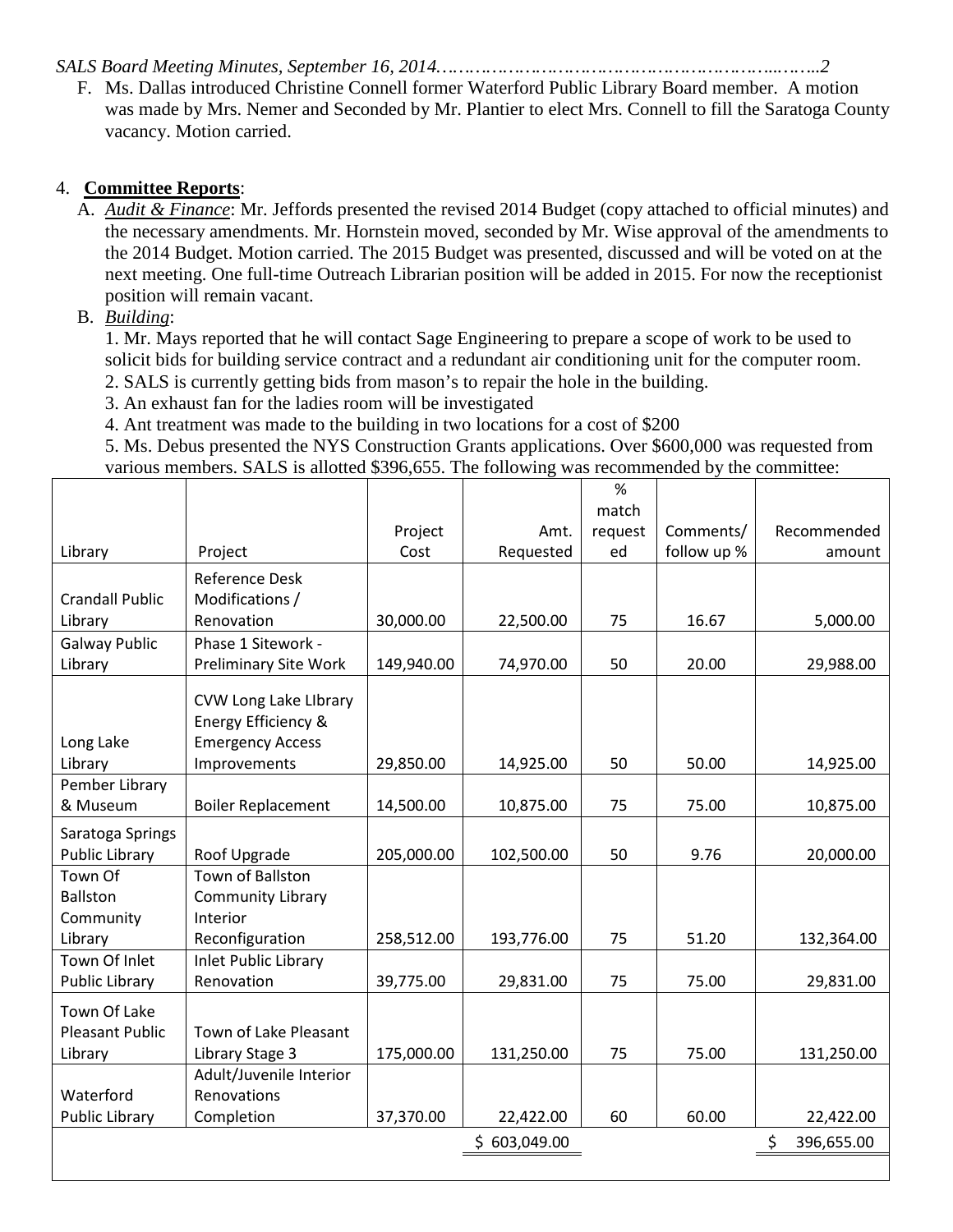F. Ms. Dallas introduced Christine Connell former Waterford Public Library Board member. A motion was made by Mrs. Nemer and Seconded by Mr. Plantier to elect Mrs. Connell to fill the Saratoga County vacancy. Motion carried.

4. **Committee Reports**:

A. *Audit & Finance*: Mr. Jeffords presented the revised 2014 Budget (copy attached to official minutes) and the necessary amendments. Mr. Hornstein moved, seconded by Mr. Wise approval of the amendments to the 2014 Budget. Motion carried. The 2015 Budget was presented, discussed and will be voted on at the next meeting. One full-time Outreach Librarian position will be added in 2015. For now the receptionist position will remain vacant.

B. *Building*:

1. Mr. Mays reported that he will contact Sage Engineering to prepare a scope of work to be used to solicit bids for building service contract and a redundant air conditioning unit for the computer room.
2. SALS is currently getting bids from mason's to repair the hole in the building.
3. An exhaust fan for the ladies room will be investigated
4. Ant treatment was made to the building in two locations for a cost of $200
5. Ms. Debus presented the NYS Construction Grants applications. Over $600,000 was requested from various members. SALS is allotted $396,655. The following was recommended by the committee:

| Library | Project | Project Cost | Amt. Requested | % match requested | Comments/ follow up % | Recommended amount |
|---|---|---|---|---|---|---|
| Crandall Public Library | Reference Desk Modifications / Renovation | 30,000.00 | 22,500.00 | 75 | 16.67 | 5,000.00 |
| Galway Public Library | Phase 1 Sitework - Preliminary Site Work | 149,940.00 | 74,970.00 | 50 | 20.00 | 29,988.00 |
| Long Lake Library | CVW Long Lake LIbrary Energy Efficiency & Emergency Access Improvements | 29,850.00 | 14,925.00 | 50 | 50.00 | 14,925.00 |
| Pember Library & Museum | Boiler Replacement | 14,500.00 | 10,875.00 | 75 | 75.00 | 10,875.00 |
| Saratoga Springs Public Library | Roof Upgrade | 205,000.00 | 102,500.00 | 50 | 9.76 | 20,000.00 |
| Town Of Ballston Community Library | Town of Ballston Community Library Interior Reconfiguration | 258,512.00 | 193,776.00 | 75 | 51.20 | 132,364.00 |
| Town Of Inlet Public Library | Inlet Public Library Renovation | 39,775.00 | 29,831.00 | 75 | 75.00 | 29,831.00 |
| Town Of Lake Pleasant Public Library | Town of Lake Pleasant Library Stage 3 | 175,000.00 | 131,250.00 | 75 | 75.00 | 131,250.00 |
| Waterford Public Library | Adult/Juvenile Interior Renovations Completion | 37,370.00 | 22,422.00 | 60 | 60.00 | 22,422.00 |
| | | | $ 603,049.00 | | | $ 396,655.00 |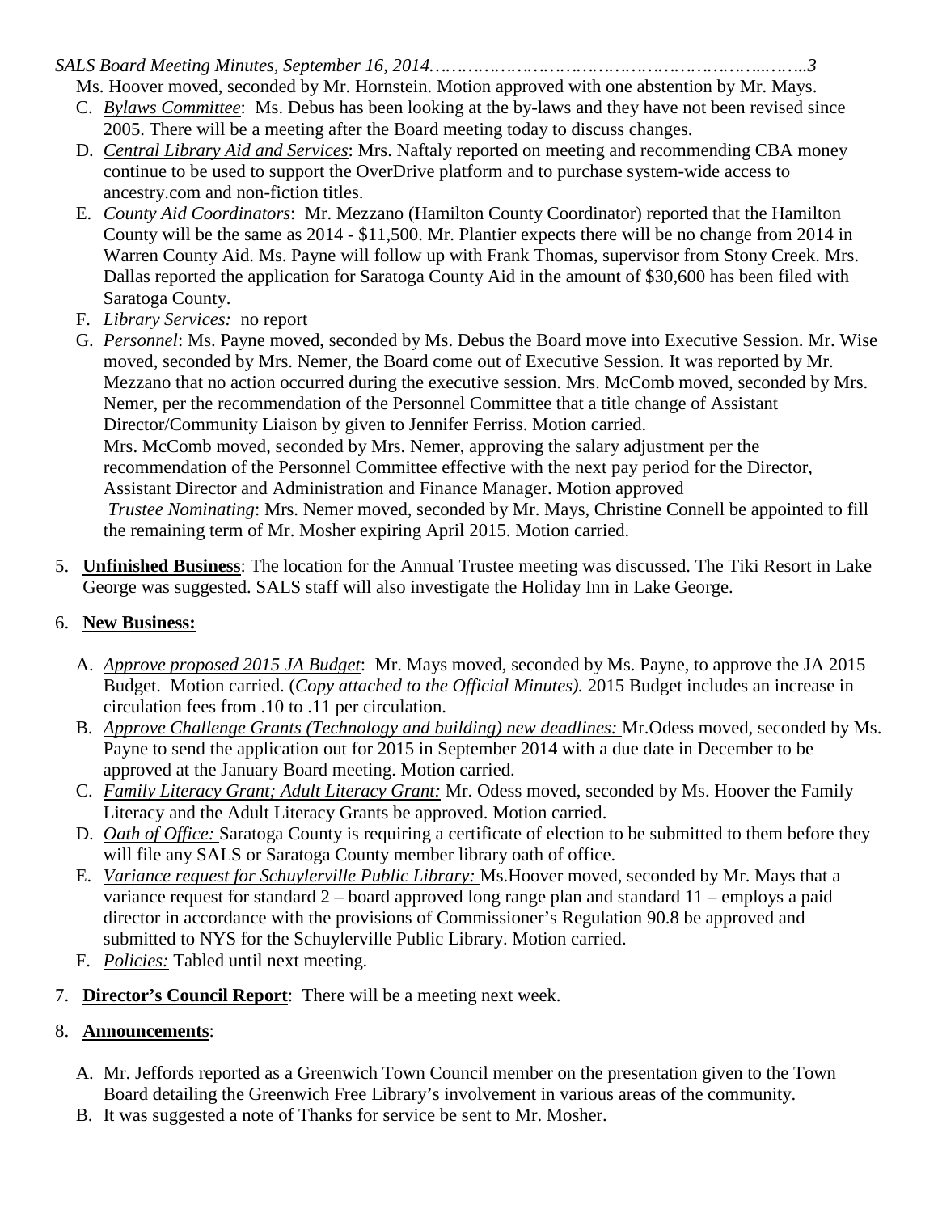Ms. Hoover moved, seconded by Mr. Hornstein. Motion approved with one abstention by Mr. Mays.

C. *Bylaws Committee*: Ms. Debus has been looking at the by-laws and they have not been revised since 2005. There will be a meeting after the Board meeting today to discuss changes.

D. *Central Library Aid and Services*: Mrs. Naftaly reported on meeting and recommending CBA money continue to be used to support the OverDrive platform and to purchase system-wide access to ancestry.com and non-fiction titles.

E. *County Aid Coordinators*: Mr. Mezzano (Hamilton County Coordinator) reported that the Hamilton County will be the same as 2014 - $11,500. Mr. Plantier expects there will be no change from 2014 in Warren County Aid. Ms. Payne will follow up with Frank Thomas, supervisor from Stony Creek. Mrs. Dallas reported the application for Saratoga County Aid in the amount of $30,600 has been filed with Saratoga County.

F. *Library Services:* no report

G. *Personnel*: Ms. Payne moved, seconded by Ms. Debus the Board move into Executive Session. Mr. Wise moved, seconded by Mrs. Nemer, the Board come out of Executive Session. It was reported by Mr. Mezzano that no action occurred during the executive session. Mrs. McComb moved, seconded by Mrs. Nemer, per the recommendation of the Personnel Committee that a title change of Assistant Director/Community Liaison by given to Jennifer Ferriss. Motion carried.
Mrs. McComb moved, seconded by Mrs. Nemer, approving the salary adjustment per the recommendation of the Personnel Committee effective with the next pay period for the Director, Assistant Director and Administration and Finance Manager. Motion approved
*Trustee Nominating*: Mrs. Nemer moved, seconded by Mr. Mays, Christine Connell be appointed to fill the remaining term of Mr. Mosher expiring April 2015. Motion carried.

5. **Unfinished Business**: The location for the Annual Trustee meeting was discussed. The Tiki Resort in Lake George was suggested. SALS staff will also investigate the Holiday Inn in Lake George.

6. **New Business:**

   A. *Approve proposed 2015 JA Budget*: Mr. Mays moved, seconded by Ms. Payne, to approve the JA 2015 Budget. Motion carried. (*Copy attached to the Official Minutes).* 2015 Budget includes an increase in circulation fees from .10 to .11 per circulation.

   B. *Approve Challenge Grants (Technology and building) new deadlines:* Mr.Odess moved, seconded by Ms. Payne to send the application out for 2015 in September 2014 with a due date in December to be approved at the January Board meeting. Motion carried.

   C. *Family Literacy Grant; Adult Literacy Grant:* Mr. Odess moved, seconded by Ms. Hoover the Family Literacy and the Adult Literacy Grants be approved. Motion carried.

   D. *Oath of Office:* Saratoga County is requiring a certificate of election to be submitted to them before they will file any SALS or Saratoga County member library oath of office.

   E. *Variance request for Schuylerville Public Library:* Ms.Hoover moved, seconded by Mr. Mays that a variance request for standard 2 – board approved long range plan and standard 11 – employs a paid director in accordance with the provisions of Commissioner's Regulation 90.8 be approved and submitted to NYS for the Schuylerville Public Library. Motion carried.

   F. *Policies:* Tabled until next meeting.

7. **Director's Council Report**: There will be a meeting next week.

8. **Announcements**:

   A. Mr. Jeffords reported as a Greenwich Town Council member on the presentation given to the Town Board detailing the Greenwich Free Library's involvement in various areas of the community.

   B. It was suggested a note of Thanks for service be sent to Mr. Mosher.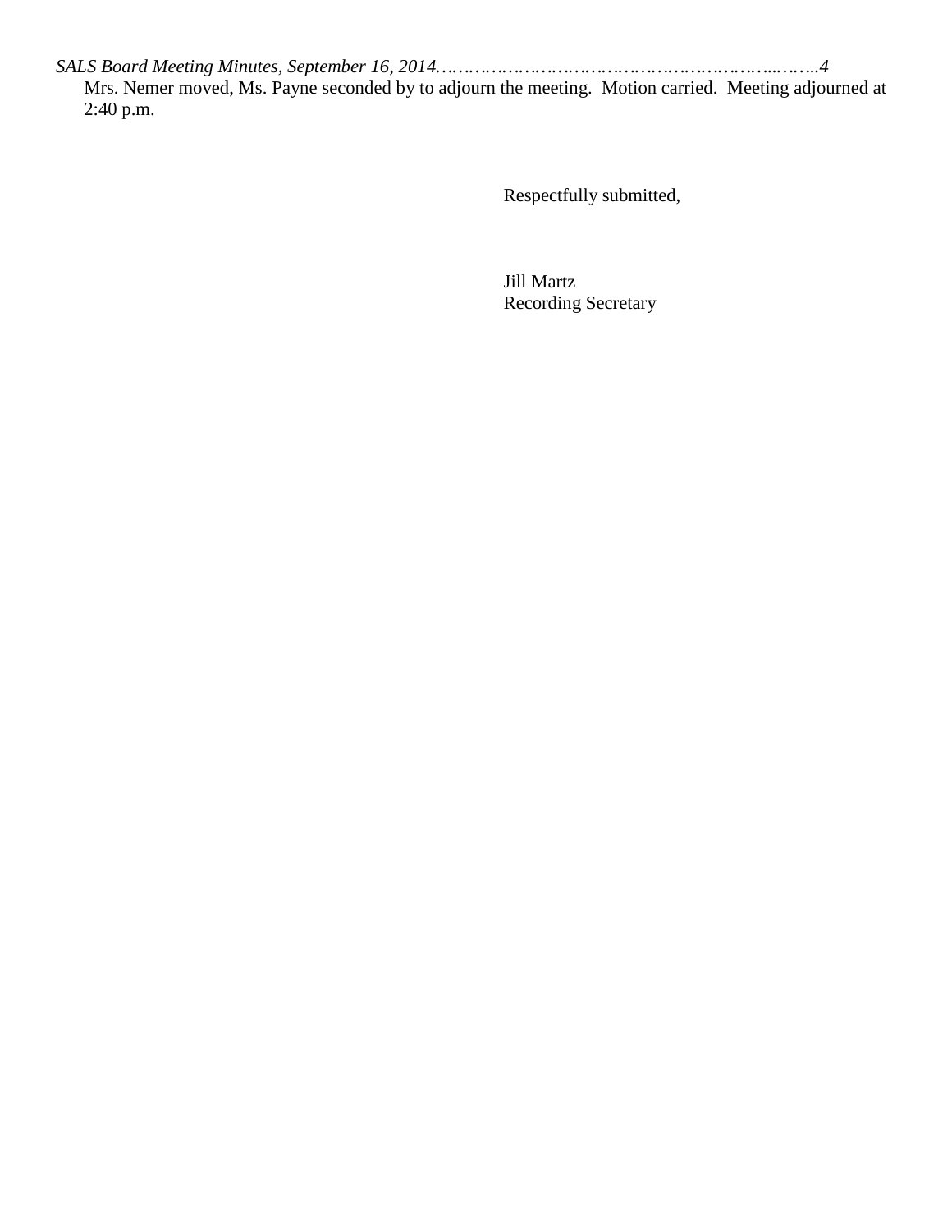Mrs. Nemer moved, Ms. Payne seconded by to adjourn the meeting. Motion carried. Meeting adjourned at 2:40 p.m.

Respectfully submitted,

Jill Martz
Recording Secretary